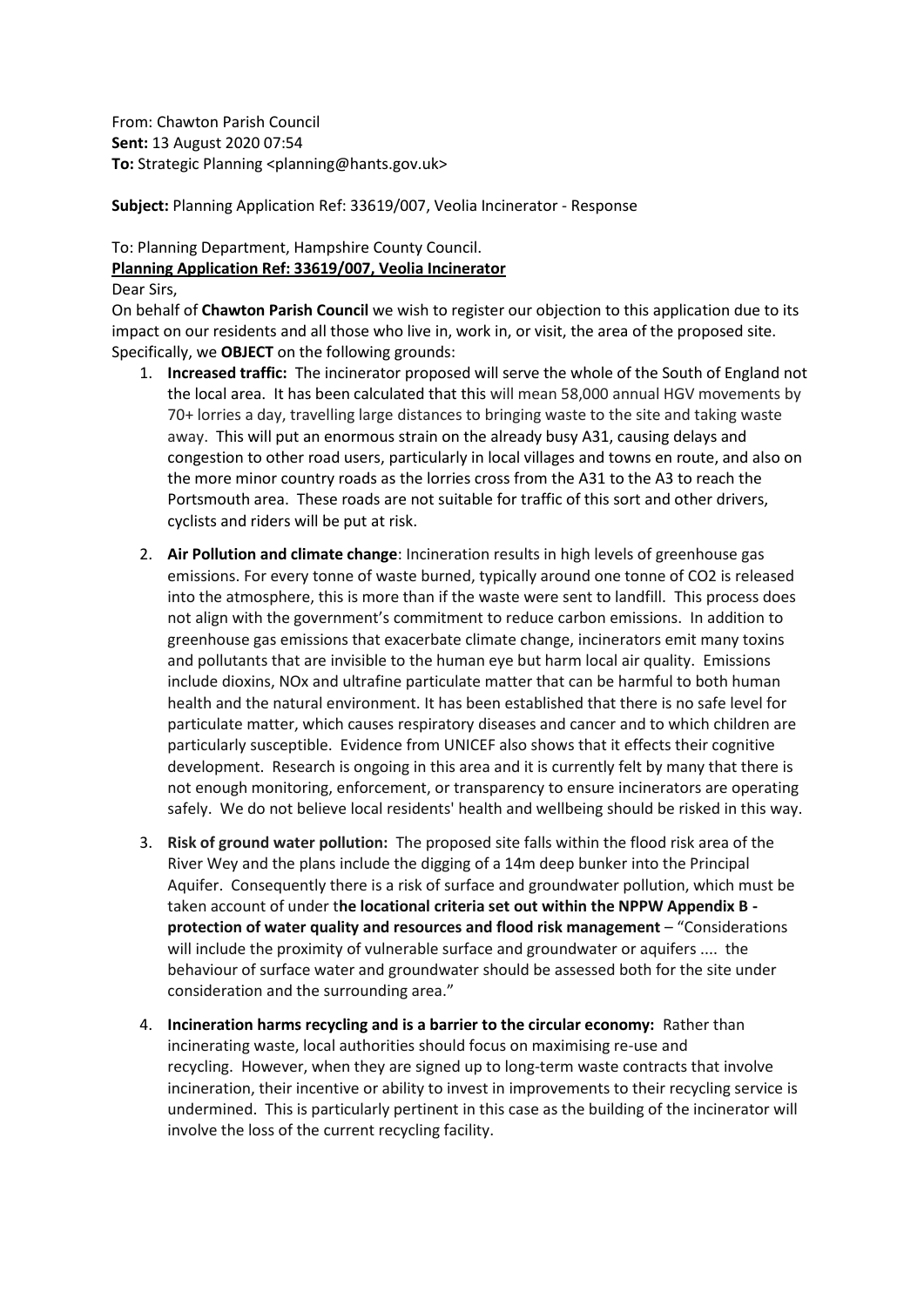From: Chawton Parish Council
**Sent:** 13 August 2020 07:54
**To:** Strategic Planning <planning@hants.gov.uk>

**Subject:** Planning Application Ref: 33619/007, Veolia Incinerator - Response

To: Planning Department, Hampshire County Council.
**Planning Application Ref: 33619/007, Veolia Incinerator**
Dear Sirs,
On behalf of **Chawton Parish Council** we wish to register our objection to this application due to its impact on our residents and all those who live in, work in, or visit, the area of the proposed site. Specifically, we **OBJECT** on the following grounds:

1. **Increased traffic:** The incinerator proposed will serve the whole of the South of England not the local area. It has been calculated that this will mean 58,000 annual HGV movements by 70+ lorries a day, travelling large distances to bringing waste to the site and taking waste away. This will put an enormous strain on the already busy A31, causing delays and congestion to other road users, particularly in local villages and towns en route, and also on the more minor country roads as the lorries cross from the A31 to the A3 to reach the Portsmouth area. These roads are not suitable for traffic of this sort and other drivers, cyclists and riders will be put at risk.

2. **Air Pollution and climate change**: Incineration results in high levels of greenhouse gas emissions. For every tonne of waste burned, typically around one tonne of $CO_2$ is released into the atmosphere, this is more than if the waste were sent to landfill. This process does not align with the government's commitment to reduce carbon emissions. In addition to greenhouse gas emissions that exacerbate climate change, incinerators emit many toxins and pollutants that are invisible to the human eye but harm local air quality. Emissions include dioxins, NOx and ultrafine particulate matter that can be harmful to both human health and the natural environment. It has been established that there is no safe level for particulate matter, which causes respiratory diseases and cancer and to which children are particularly susceptible. Evidence from UNICEF also shows that it effects their cognitive development. Research is ongoing in this area and it is currently felt by many that there is not enough monitoring, enforcement, or transparency to ensure incinerators are operating safely. We do not believe local residents' health and wellbeing should be risked in this way.

3. **Risk of ground water pollution:** The proposed site falls within the flood risk area of the River Wey and the plans include the digging of a 14m deep bunker into the Principal Aquifer. Consequently there is a risk of surface and groundwater pollution, which must be taken account of under t**he locational criteria set out within the NPPW Appendix B - protection of water quality and resources and flood risk management** – "Considerations will include the proximity of vulnerable surface and groundwater or aquifers .... the behaviour of surface water and groundwater should be assessed both for the site under consideration and the surrounding area."

4. **Incineration harms recycling and is a barrier to the circular economy:** Rather than incinerating waste, local authorities should focus on maximising re-use and recycling. However, when they are signed up to long-term waste contracts that involve incineration, their incentive or ability to invest in improvements to their recycling service is undermined. This is particularly pertinent in this case as the building of the incinerator will involve the loss of the current recycling facility.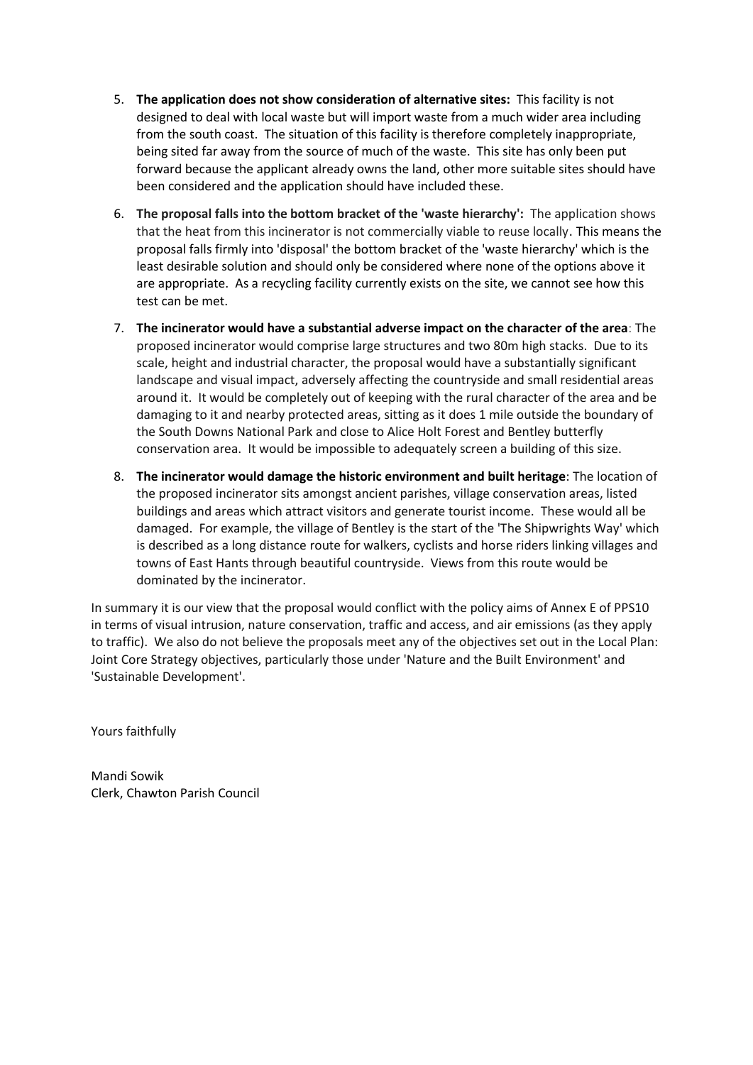5. **The application does not show consideration of alternative sites:** This facility is not designed to deal with local waste but will import waste from a much wider area including from the south coast. The situation of this facility is therefore completely inappropriate, being sited far away from the source of much of the waste. This site has only been put forward because the applicant already owns the land, other more suitable sites should have been considered and the application should have included these.

6. **The proposal falls into the bottom bracket of the 'waste hierarchy':** The application shows that the heat from this incinerator is not commercially viable to reuse locally. This means the proposal falls firmly into 'disposal' the bottom bracket of the 'waste hierarchy' which is the least desirable solution and should only be considered where none of the options above it are appropriate. As a recycling facility currently exists on the site, we cannot see how this test can be met.

7. **The incinerator would have a substantial adverse impact on the character of the area**: The proposed incinerator would comprise large structures and two 80m high stacks. Due to its scale, height and industrial character, the proposal would have a substantially significant landscape and visual impact, adversely affecting the countryside and small residential areas around it. It would be completely out of keeping with the rural character of the area and be damaging to it and nearby protected areas, sitting as it does 1 mile outside the boundary of the South Downs National Park and close to Alice Holt Forest and Bentley butterfly conservation area. It would be impossible to adequately screen a building of this size.

8. **The incinerator would damage the historic environment and built heritage**: The location of the proposed incinerator sits amongst ancient parishes, village conservation areas, listed buildings and areas which attract visitors and generate tourist income. These would all be damaged. For example, the village of Bentley is the start of the 'The Shipwrights Way' which is described as a long distance route for walkers, cyclists and horse riders linking villages and towns of East Hants through beautiful countryside. Views from this route would be dominated by the incinerator.

In summary it is our view that the proposal would conflict with the policy aims of Annex E of PPS10 in terms of visual intrusion, nature conservation, traffic and access, and air emissions (as they apply to traffic). We also do not believe the proposals meet any of the objectives set out in the Local Plan: Joint Core Strategy objectives, particularly those under 'Nature and the Built Environment' and 'Sustainable Development'.

Yours faithfully

Mandi Sowik
Clerk, Chawton Parish Council